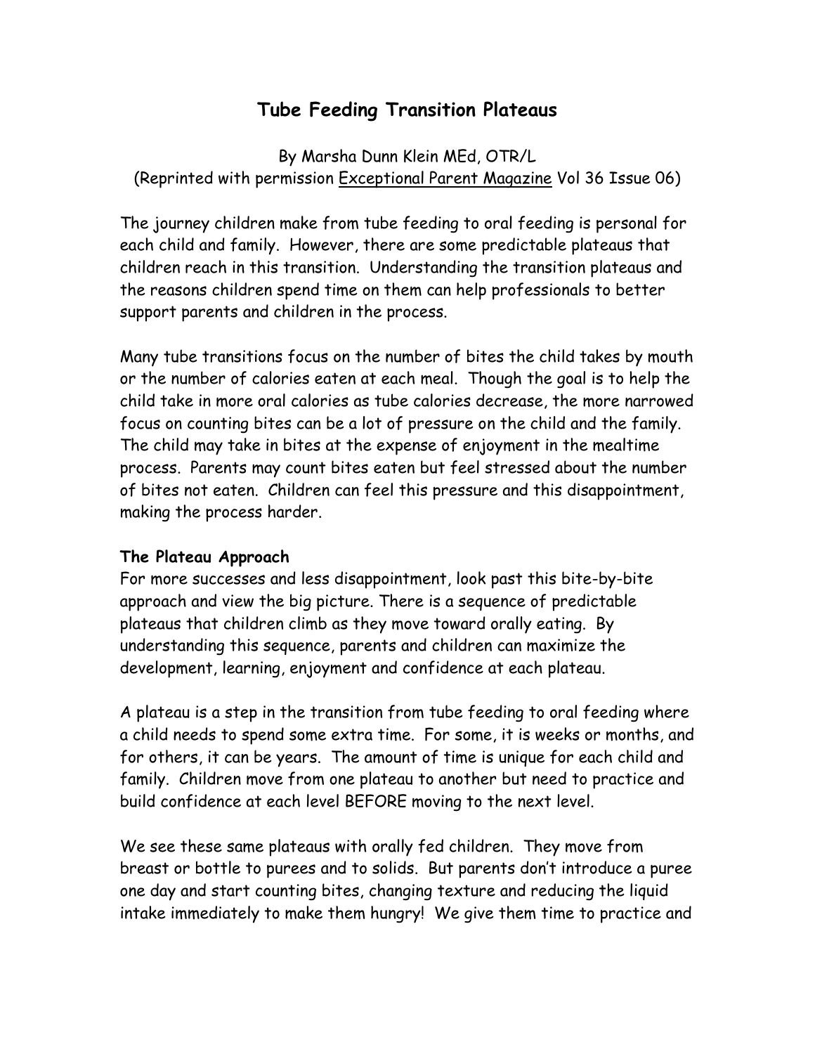# Tube Feeding Transition Plateaus

By Marsha Dunn Klein MEd, OTR/L
(Reprinted with permission Exceptional Parent Magazine Vol 36 Issue 06)

The journey children make from tube feeding to oral feeding is personal for each child and family. However, there are some predictable plateaus that children reach in this transition. Understanding the transition plateaus and the reasons children spend time on them can help professionals to better support parents and children in the process.

Many tube transitions focus on the number of bites the child takes by mouth or the number of calories eaten at each meal. Though the goal is to help the child take in more oral calories as tube calories decrease, the more narrowed focus on counting bites can be a lot of pressure on the child and the family. The child may take in bites at the expense of enjoyment in the mealtime process. Parents may count bites eaten but feel stressed about the number of bites not eaten. Children can feel this pressure and this disappointment, making the process harder.

**The Plateau Approach**

For more successes and less disappointment, look past this bite-by-bite approach and view the big picture. There is a sequence of predictable plateaus that children climb as they move toward orally eating. By understanding this sequence, parents and children can maximize the development, learning, enjoyment and confidence at each plateau.

A plateau is a step in the transition from tube feeding to oral feeding where a child needs to spend some extra time. For some, it is weeks or months, and for others, it can be years. The amount of time is unique for each child and family. Children move from one plateau to another but need to practice and build confidence at each level BEFORE moving to the next level.

We see these same plateaus with orally fed children. They move from breast or bottle to purees and to solids. But parents don't introduce a puree one day and start counting bites, changing texture and reducing the liquid intake immediately to make them hungry! We give them time to practice and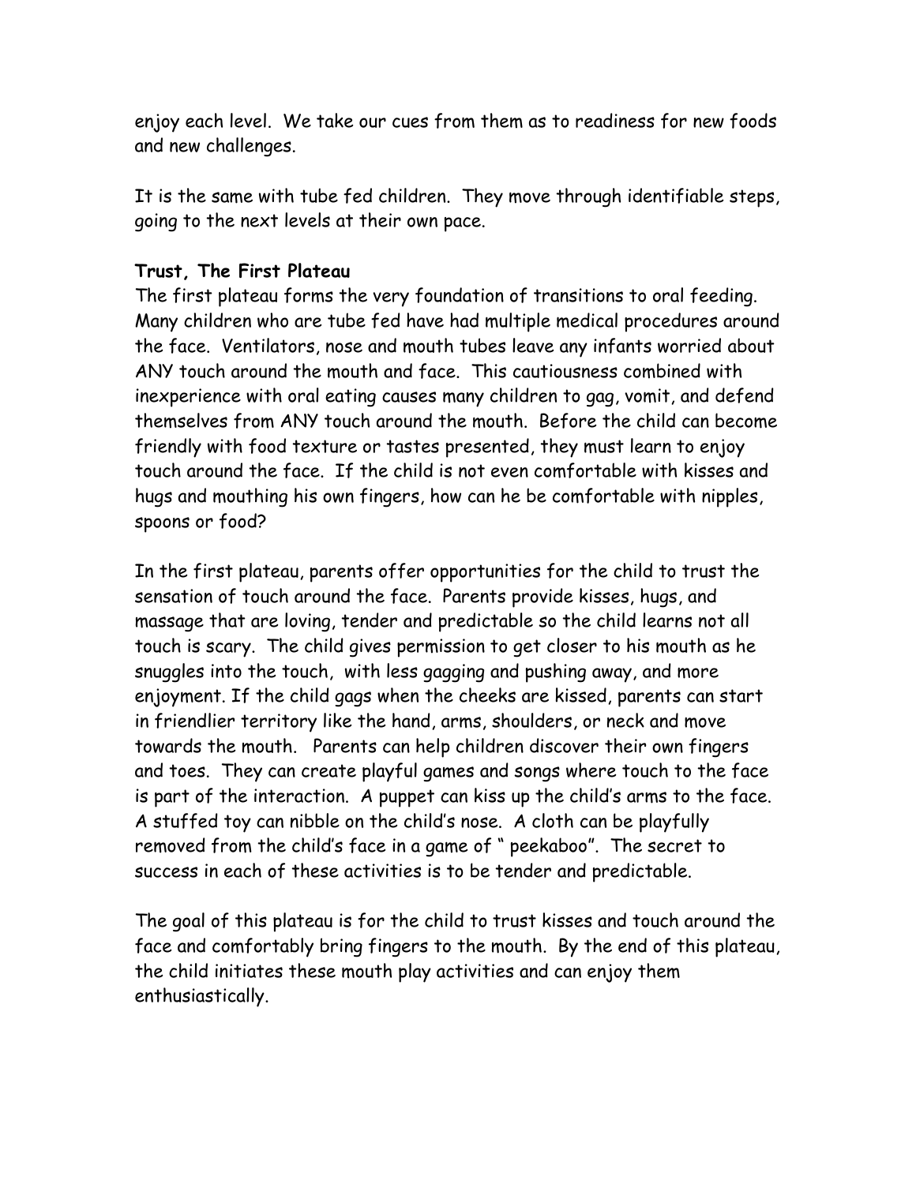enjoy each level. We take our cues from them as to readiness for new foods and new challenges.

It is the same with tube fed children. They move through identifiable steps, going to the next levels at their own pace.

**Trust, The First Plateau**

The first plateau forms the very foundation of transitions to oral feeding. Many children who are tube fed have had multiple medical procedures around the face. Ventilators, nose and mouth tubes leave any infants worried about ANY touch around the mouth and face. This cautiousness combined with inexperience with oral eating causes many children to gag, vomit, and defend themselves from ANY touch around the mouth. Before the child can become friendly with food texture or tastes presented, they must learn to enjoy touch around the face. If the child is not even comfortable with kisses and hugs and mouthing his own fingers, how can he be comfortable with nipples, spoons or food?

In the first plateau, parents offer opportunities for the child to trust the sensation of touch around the face. Parents provide kisses, hugs, and massage that are loving, tender and predictable so the child learns not all touch is scary. The child gives permission to get closer to his mouth as he snuggles into the touch, with less gagging and pushing away, and more enjoyment. If the child gags when the cheeks are kissed, parents can start in friendlier territory like the hand, arms, shoulders, or neck and move towards the mouth. Parents can help children discover their own fingers and toes. They can create playful games and songs where touch to the face is part of the interaction. A puppet can kiss up the child's arms to the face. A stuffed toy can nibble on the child's nose. A cloth can be playfully removed from the child's face in a game of " peekaboo". The secret to success in each of these activities is to be tender and predictable.

The goal of this plateau is for the child to trust kisses and touch around the face and comfortably bring fingers to the mouth. By the end of this plateau, the child initiates these mouth play activities and can enjoy them enthusiastically.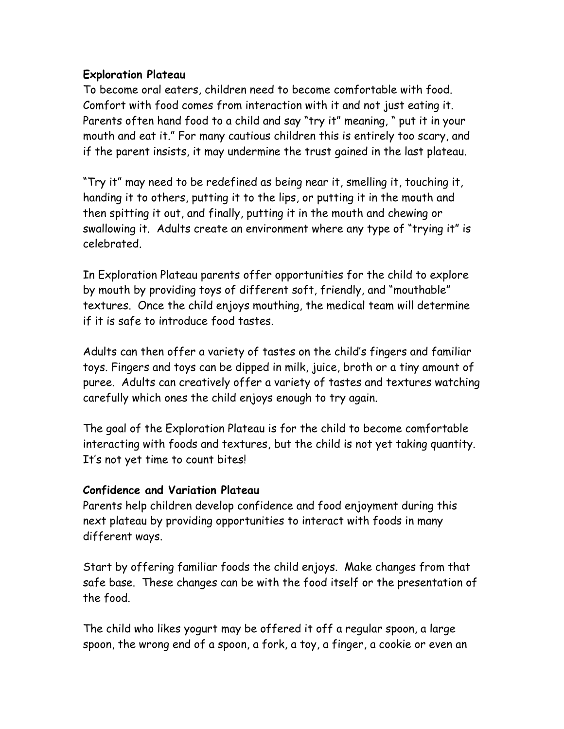**Exploration Plateau**

To become oral eaters, children need to become comfortable with food. Comfort with food comes from interaction with it and not just eating it. Parents often hand food to a child and say "try it" meaning, " put it in your mouth and eat it." For many cautious children this is entirely too scary, and if the parent insists, it may undermine the trust gained in the last plateau.

"Try it" may need to be redefined as being near it, smelling it, touching it, handing it to others, putting it to the lips, or putting it in the mouth and then spitting it out, and finally, putting it in the mouth and chewing or swallowing it. Adults create an environment where any type of "trying it" is celebrated.

In Exploration Plateau parents offer opportunities for the child to explore by mouth by providing toys of different soft, friendly, and "mouthable" textures. Once the child enjoys mouthing, the medical team will determine if it is safe to introduce food tastes.

Adults can then offer a variety of tastes on the child's fingers and familiar toys. Fingers and toys can be dipped in milk, juice, broth or a tiny amount of puree. Adults can creatively offer a variety of tastes and textures watching carefully which ones the child enjoys enough to try again.

The goal of the Exploration Plateau is for the child to become comfortable interacting with foods and textures, but the child is not yet taking quantity. It's not yet time to count bites!

**Confidence and Variation Plateau**

Parents help children develop confidence and food enjoyment during this next plateau by providing opportunities to interact with foods in many different ways.

Start by offering familiar foods the child enjoys. Make changes from that safe base. These changes can be with the food itself or the presentation of the food.

The child who likes yogurt may be offered it off a regular spoon, a large spoon, the wrong end of a spoon, a fork, a toy, a finger, a cookie or even an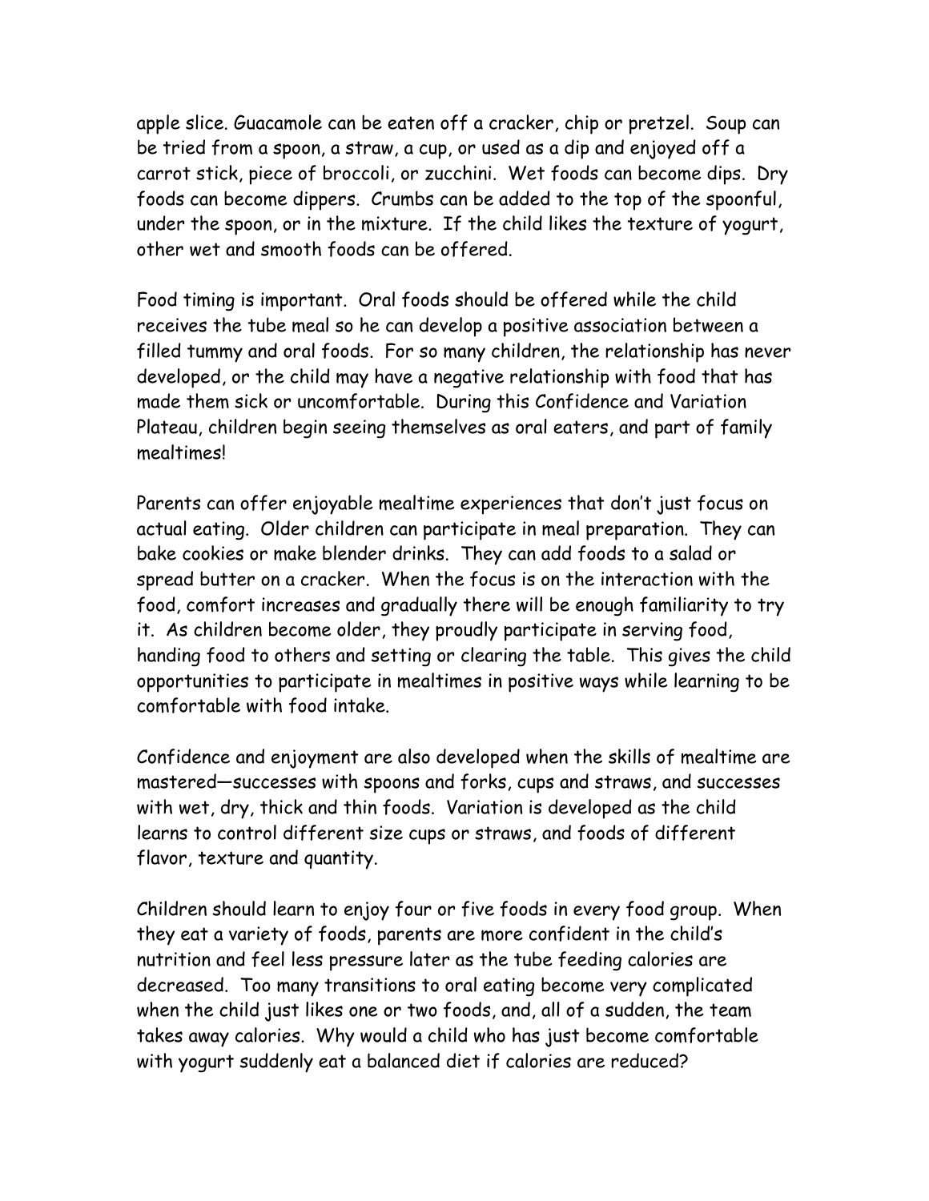apple slice. Guacamole can be eaten off a cracker, chip or pretzel. Soup can be tried from a spoon, a straw, a cup, or used as a dip and enjoyed off a carrot stick, piece of broccoli, or zucchini. Wet foods can become dips. Dry foods can become dippers. Crumbs can be added to the top of the spoonful, under the spoon, or in the mixture. If the child likes the texture of yogurt, other wet and smooth foods can be offered.

Food timing is important. Oral foods should be offered while the child receives the tube meal so he can develop a positive association between a filled tummy and oral foods. For so many children, the relationship has never developed, or the child may have a negative relationship with food that has made them sick or uncomfortable. During this Confidence and Variation Plateau, children begin seeing themselves as oral eaters, and part of family mealtimes!

Parents can offer enjoyable mealtime experiences that don't just focus on actual eating. Older children can participate in meal preparation. They can bake cookies or make blender drinks. They can add foods to a salad or spread butter on a cracker. When the focus is on the interaction with the food, comfort increases and gradually there will be enough familiarity to try it. As children become older, they proudly participate in serving food, handing food to others and setting or clearing the table. This gives the child opportunities to participate in mealtimes in positive ways while learning to be comfortable with food intake.

Confidence and enjoyment are also developed when the skills of mealtime are mastered—successes with spoons and forks, cups and straws, and successes with wet, dry, thick and thin foods. Variation is developed as the child learns to control different size cups or straws, and foods of different flavor, texture and quantity.

Children should learn to enjoy four or five foods in every food group. When they eat a variety of foods, parents are more confident in the child's nutrition and feel less pressure later as the tube feeding calories are decreased. Too many transitions to oral eating become very complicated when the child just likes one or two foods, and, all of a sudden, the team takes away calories. Why would a child who has just become comfortable with yogurt suddenly eat a balanced diet if calories are reduced?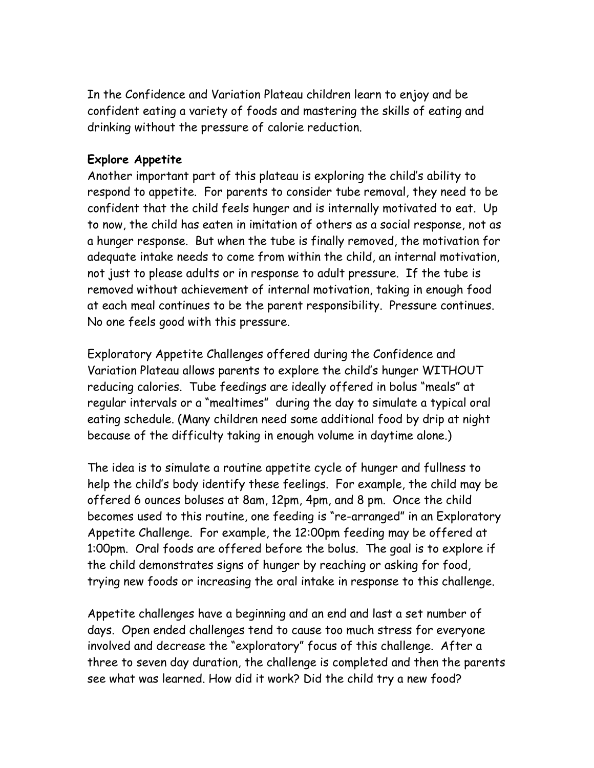In the Confidence and Variation Plateau children learn to enjoy and be confident eating a variety of foods and mastering the skills of eating and drinking without the pressure of calorie reduction.

**Explore Appetite**

Another important part of this plateau is exploring the child's ability to respond to appetite. For parents to consider tube removal, they need to be confident that the child feels hunger and is internally motivated to eat. Up to now, the child has eaten in imitation of others as a social response, not as a hunger response. But when the tube is finally removed, the motivation for adequate intake needs to come from within the child, an internal motivation, not just to please adults or in response to adult pressure. If the tube is removed without achievement of internal motivation, taking in enough food at each meal continues to be the parent responsibility. Pressure continues. No one feels good with this pressure.

Exploratory Appetite Challenges offered during the Confidence and Variation Plateau allows parents to explore the child's hunger WITHOUT reducing calories. Tube feedings are ideally offered in bolus "meals" at regular intervals or a "mealtimes" during the day to simulate a typical oral eating schedule. (Many children need some additional food by drip at night because of the difficulty taking in enough volume in daytime alone.)

The idea is to simulate a routine appetite cycle of hunger and fullness to help the child's body identify these feelings. For example, the child may be offered 6 ounces boluses at 8am, 12pm, 4pm, and 8 pm. Once the child becomes used to this routine, one feeding is "re-arranged" in an Exploratory Appetite Challenge. For example, the 12:00pm feeding may be offered at 1:00pm. Oral foods are offered before the bolus. The goal is to explore if the child demonstrates signs of hunger by reaching or asking for food, trying new foods or increasing the oral intake in response to this challenge.

Appetite challenges have a beginning and an end and last a set number of days. Open ended challenges tend to cause too much stress for everyone involved and decrease the "exploratory" focus of this challenge. After a three to seven day duration, the challenge is completed and then the parents see what was learned. How did it work? Did the child try a new food?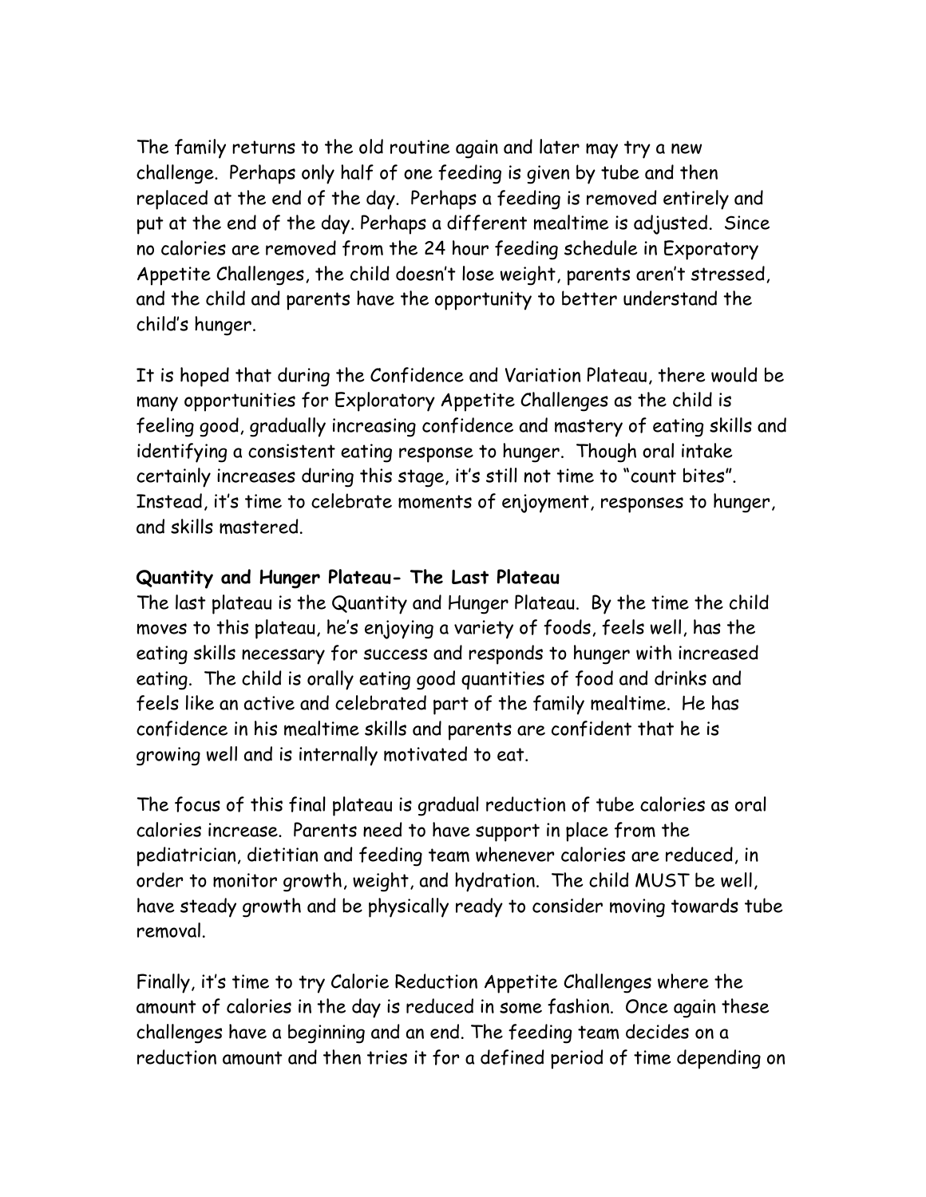The family returns to the old routine again and later may try a new challenge. Perhaps only half of one feeding is given by tube and then replaced at the end of the day. Perhaps a feeding is removed entirely and put at the end of the day. Perhaps a different mealtime is adjusted. Since no calories are removed from the 24 hour feeding schedule in Exporatory Appetite Challenges, the child doesn't lose weight, parents aren't stressed, and the child and parents have the opportunity to better understand the child's hunger.

It is hoped that during the Confidence and Variation Plateau, there would be many opportunities for Exploratory Appetite Challenges as the child is feeling good, gradually increasing confidence and mastery of eating skills and identifying a consistent eating response to hunger. Though oral intake certainly increases during this stage, it's still not time to "count bites". Instead, it's time to celebrate moments of enjoyment, responses to hunger, and skills mastered.

**Quantity and Hunger Plateau- The Last Plateau**

The last plateau is the Quantity and Hunger Plateau. By the time the child moves to this plateau, he's enjoying a variety of foods, feels well, has the eating skills necessary for success and responds to hunger with increased eating. The child is orally eating good quantities of food and drinks and feels like an active and celebrated part of the family mealtime. He has confidence in his mealtime skills and parents are confident that he is growing well and is internally motivated to eat.

The focus of this final plateau is gradual reduction of tube calories as oral calories increase. Parents need to have support in place from the pediatrician, dietitian and feeding team whenever calories are reduced, in order to monitor growth, weight, and hydration. The child MUST be well, have steady growth and be physically ready to consider moving towards tube removal.

Finally, it's time to try Calorie Reduction Appetite Challenges where the amount of calories in the day is reduced in some fashion. Once again these challenges have a beginning and an end. The feeding team decides on a reduction amount and then tries it for a defined period of time depending on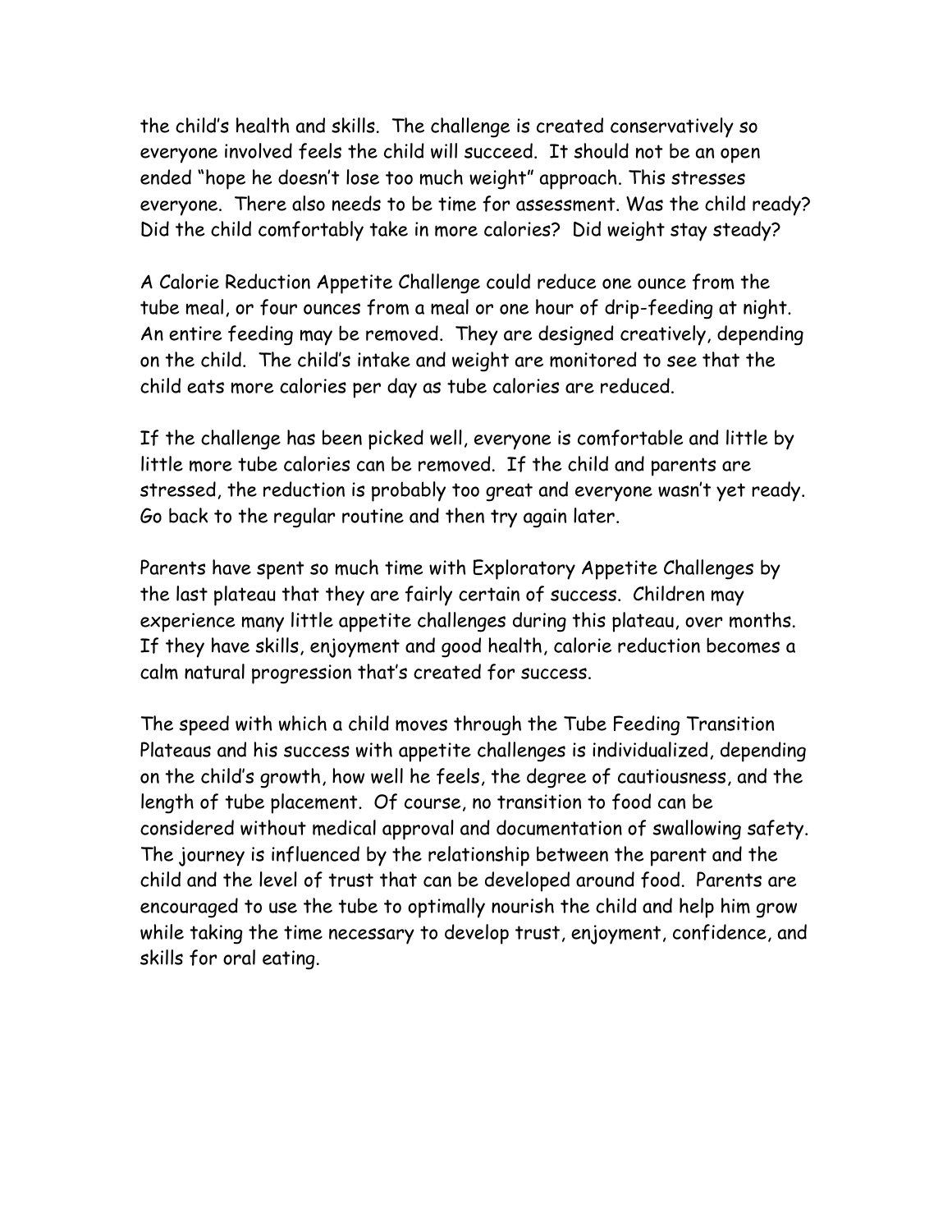the child's health and skills. The challenge is created conservatively so everyone involved feels the child will succeed. It should not be an open ended "hope he doesn't lose too much weight" approach. This stresses everyone. There also needs to be time for assessment. Was the child ready? Did the child comfortably take in more calories? Did weight stay steady?

A Calorie Reduction Appetite Challenge could reduce one ounce from the tube meal, or four ounces from a meal or one hour of drip-feeding at night. An entire feeding may be removed. They are designed creatively, depending on the child. The child's intake and weight are monitored to see that the child eats more calories per day as tube calories are reduced.

If the challenge has been picked well, everyone is comfortable and little by little more tube calories can be removed. If the child and parents are stressed, the reduction is probably too great and everyone wasn't yet ready. Go back to the regular routine and then try again later.

Parents have spent so much time with Exploratory Appetite Challenges by the last plateau that they are fairly certain of success. Children may experience many little appetite challenges during this plateau, over months. If they have skills, enjoyment and good health, calorie reduction becomes a calm natural progression that's created for success.

The speed with which a child moves through the Tube Feeding Transition Plateaus and his success with appetite challenges is individualized, depending on the child's growth, how well he feels, the degree of cautiousness, and the length of tube placement. Of course, no transition to food can be considered without medical approval and documentation of swallowing safety. The journey is influenced by the relationship between the parent and the child and the level of trust that can be developed around food. Parents are encouraged to use the tube to optimally nourish the child and help him grow while taking the time necessary to develop trust, enjoyment, confidence, and skills for oral eating.